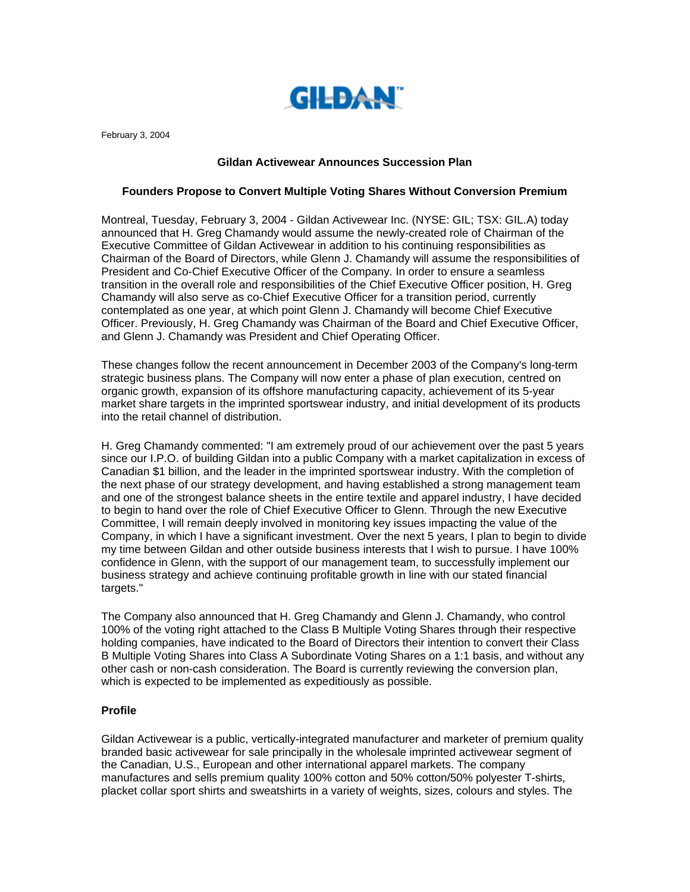GILDAN™

February 3, 2004

## Gildan Activewear Announces Succession Plan

### Founders Propose to Convert Multiple Voting Shares Without Conversion Premium

Montreal, Tuesday, February 3, 2004 - Gildan Activewear Inc. (NYSE: GIL; TSX: GIL.A) today announced that H. Greg Chamandy would assume the newly-created role of Chairman of the Executive Committee of Gildan Activewear in addition to his continuing responsibilities as Chairman of the Board of Directors, while Glenn J. Chamandy will assume the responsibilities of President and Co-Chief Executive Officer of the Company. In order to ensure a seamless transition in the overall role and responsibilities of the Chief Executive Officer position, H. Greg Chamandy will also serve as co-Chief Executive Officer for a transition period, currently contemplated as one year, at which point Glenn J. Chamandy will become Chief Executive Officer. Previously, H. Greg Chamandy was Chairman of the Board and Chief Executive Officer, and Glenn J. Chamandy was President and Chief Operating Officer.

These changes follow the recent announcement in December 2003 of the Company's long-term strategic business plans. The Company will now enter a phase of plan execution, centred on organic growth, expansion of its offshore manufacturing capacity, achievement of its 5-year market share targets in the imprinted sportswear industry, and initial development of its products into the retail channel of distribution.

H. Greg Chamandy commented: "I am extremely proud of our achievement over the past 5 years since our I.P.O. of building Gildan into a public Company with a market capitalization in excess of Canadian $1 billion, and the leader in the imprinted sportswear industry. With the completion of the next phase of our strategy development, and having established a strong management team and one of the strongest balance sheets in the entire textile and apparel industry, I have decided to begin to hand over the role of Chief Executive Officer to Glenn. Through the new Executive Committee, I will remain deeply involved in monitoring key issues impacting the value of the Company, in which I have a significant investment. Over the next 5 years, I plan to begin to divide my time between Gildan and other outside business interests that I wish to pursue. I have 100% confidence in Glenn, with the support of our management team, to successfully implement our business strategy and achieve continuing profitable growth in line with our stated financial targets."

The Company also announced that H. Greg Chamandy and Glenn J. Chamandy, who control 100% of the voting right attached to the Class B Multiple Voting Shares through their respective holding companies, have indicated to the Board of Directors their intention to convert their Class B Multiple Voting Shares into Class A Subordinate Voting Shares on a 1:1 basis, and without any other cash or non-cash consideration. The Board is currently reviewing the conversion plan, which is expected to be implemented as expeditiously as possible.

### Profile

Gildan Activewear is a public, vertically-integrated manufacturer and marketer of premium quality branded basic activewear for sale principally in the wholesale imprinted activewear segment of the Canadian, U.S., European and other international apparel markets. The company manufactures and sells premium quality 100% cotton and 50% cotton/50% polyester T-shirts, placket collar sport shirts and sweatshirts in a variety of weights, sizes, colours and styles. The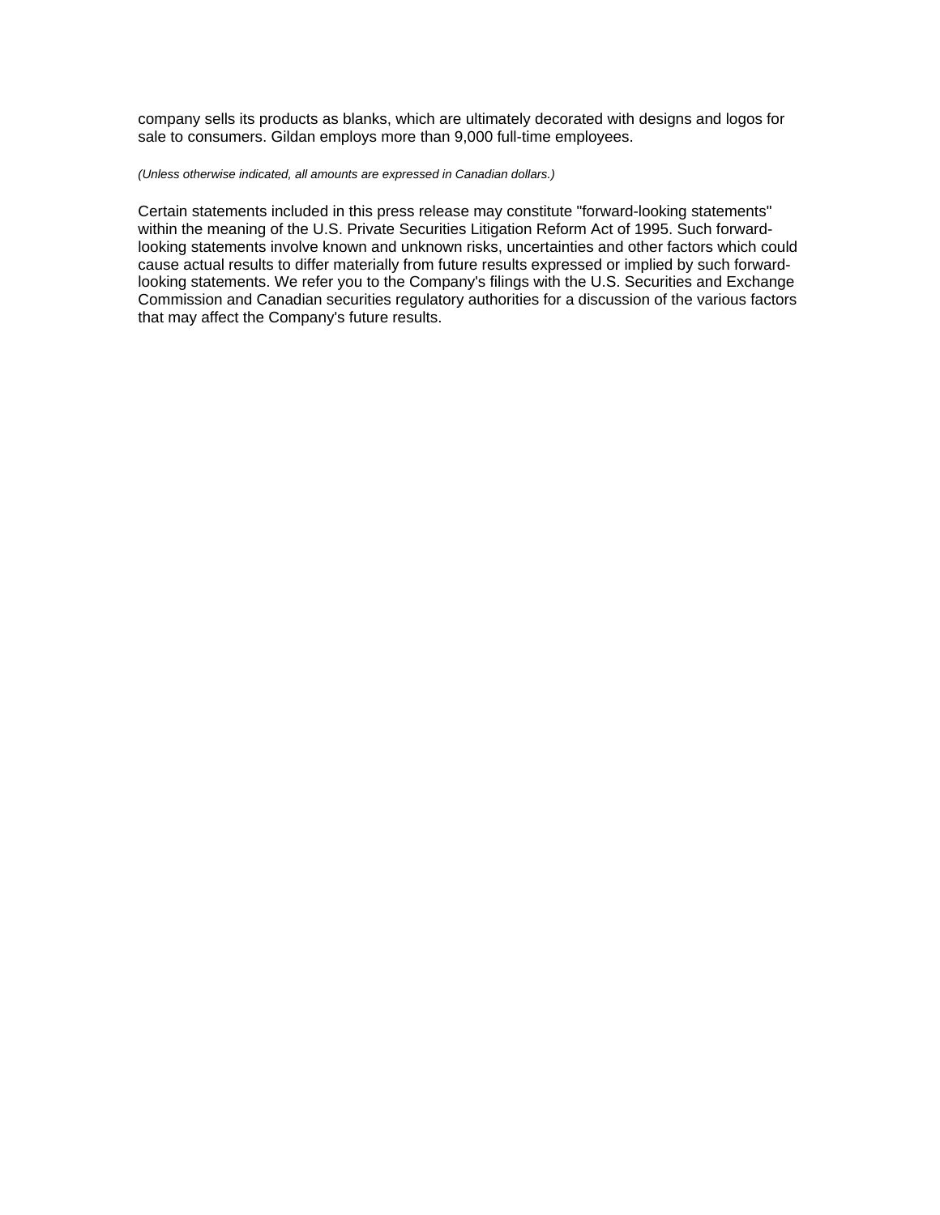company sells its products as blanks, which are ultimately decorated with designs and logos for sale to consumers. Gildan employs more than 9,000 full-time employees.

*(Unless otherwise indicated, all amounts are expressed in Canadian dollars.)*

Certain statements included in this press release may constitute "forward-looking statements" within the meaning of the U.S. Private Securities Litigation Reform Act of 1995. Such forward-looking statements involve known and unknown risks, uncertainties and other factors which could cause actual results to differ materially from future results expressed or implied by such forward-looking statements. We refer you to the Company's filings with the U.S. Securities and Exchange Commission and Canadian securities regulatory authorities for a discussion of the various factors that may affect the Company's future results.